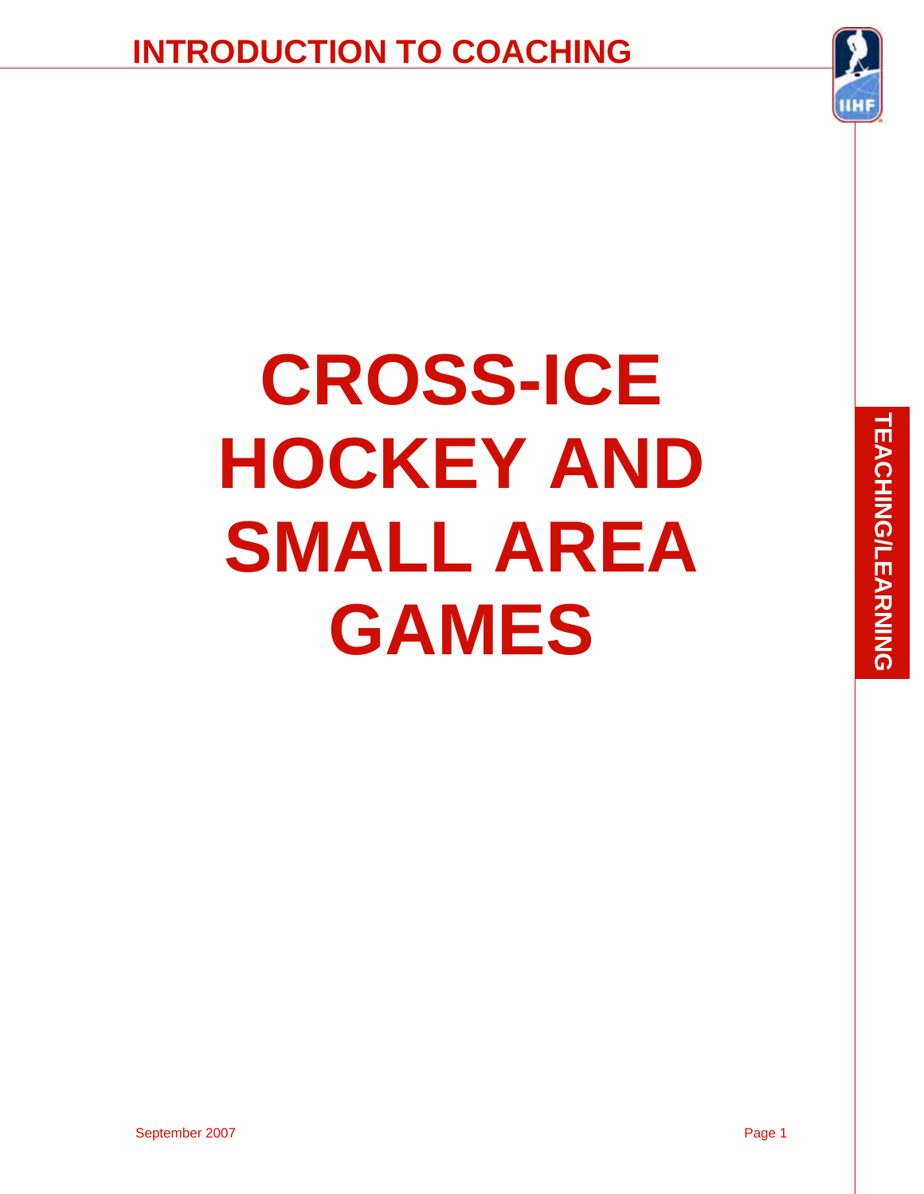# CROSS-ICE HOCKEY AND SMALL AREA GAMES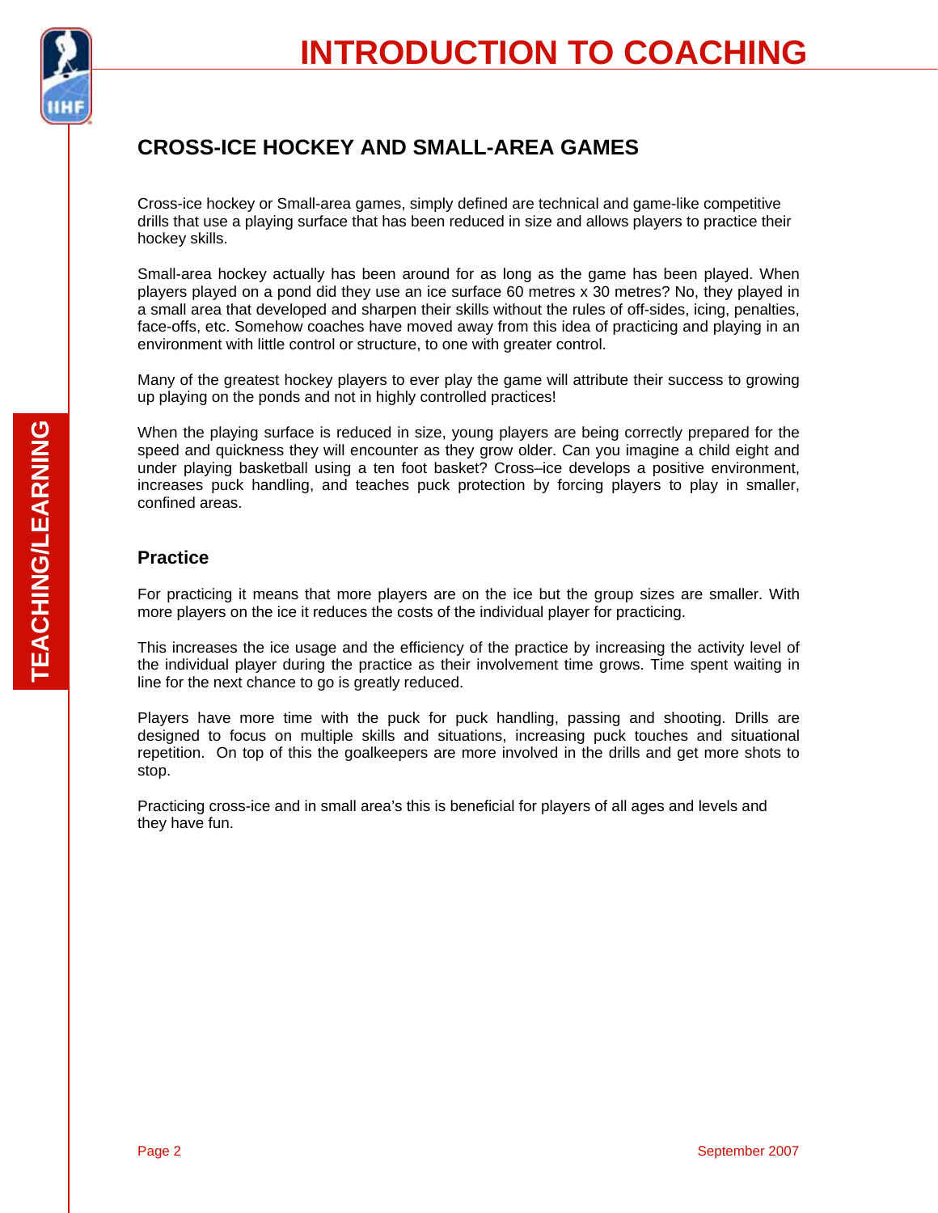## CROSS-ICE HOCKEY AND SMALL-AREA GAMES

Cross-ice hockey or Small-area games, simply defined are technical and game-like competitive drills that use a playing surface that has been reduced in size and allows players to practice their hockey skills.

Small-area hockey actually has been around for as long as the game has been played. When players played on a pond did they use an ice surface 60 metres x 30 metres? No, they played in a small area that developed and sharpen their skills without the rules of off-sides, icing, penalties, face-offs, etc. Somehow coaches have moved away from this idea of practicing and playing in an environment with little control or structure, to one with greater control.

Many of the greatest hockey players to ever play the game will attribute their success to growing up playing on the ponds and not in highly controlled practices!

When the playing surface is reduced in size, young players are being correctly prepared for the speed and quickness they will encounter as they grow older. Can you imagine a child eight and under playing basketball using a ten foot basket? Cross–ice develops a positive environment, increases puck handling, and teaches puck protection by forcing players to play in smaller, confined areas.

### Practice

For practicing it means that more players are on the ice but the group sizes are smaller. With more players on the ice it reduces the costs of the individual player for practicing.

This increases the ice usage and the efficiency of the practice by increasing the activity level of the individual player during the practice as their involvement time grows. Time spent waiting in line for the next chance to go is greatly reduced.

Players have more time with the puck for puck handling, passing and shooting. Drills are designed to focus on multiple skills and situations, increasing puck touches and situational repetition. On top of this the goalkeepers are more involved in the drills and get more shots to stop.

Practicing cross-ice and in small area's this is beneficial for players of all ages and levels and they have fun.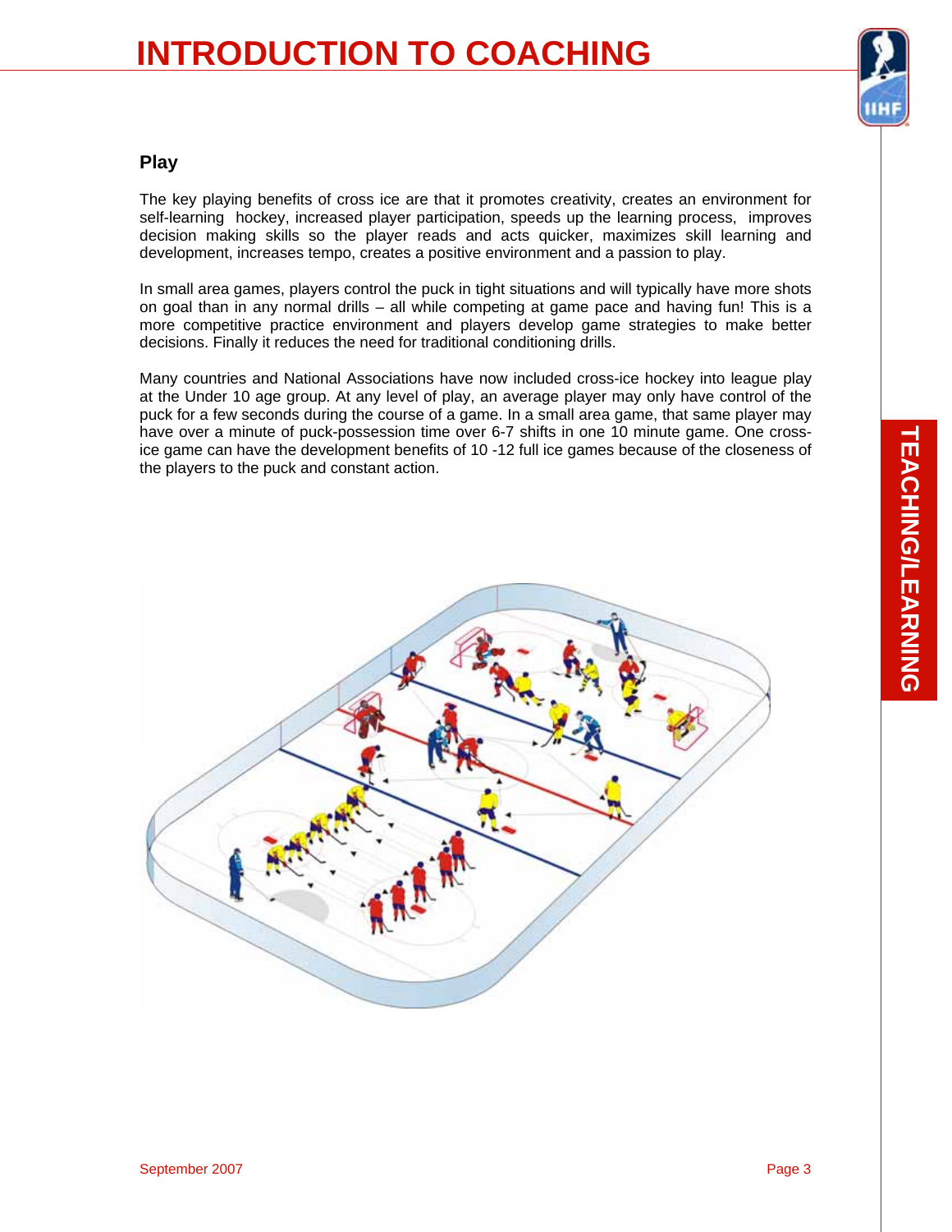## Play

The key playing benefits of cross ice are that it promotes creativity, creates an environment for self-learning  hockey, increased player participation, speeds up the learning process,  improves decision making skills so the player reads and acts quicker, maximizes skill learning and development, increases tempo, creates a positive environment and a passion to play.

In small area games, players control the puck in tight situations and will typically have more shots on goal than in any normal drills – all while competing at game pace and having fun! This is a more competitive practice environment and players develop game strategies to make better decisions. Finally it reduces the need for traditional conditioning drills.

Many countries and National Associations have now included cross-ice hockey into league play at the Under 10 age group. At any level of play, an average player may only have control of the puck for a few seconds during the course of a game. In a small area game, that same player may have over a minute of puck-possession time over 6-7 shifts in one 10 minute game. One cross-ice game can have the development benefits of 10 -12 full ice games because of the closeness of the players to the puck and constant action.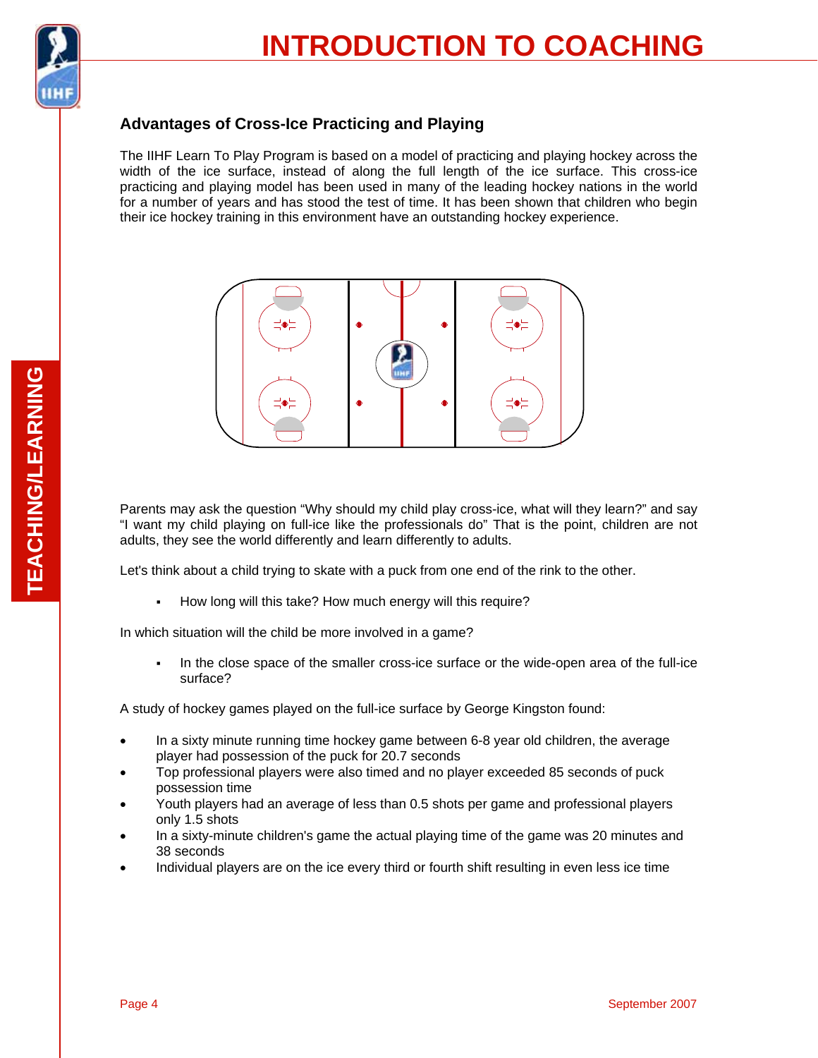## Advantages of Cross-Ice Practicing and Playing

The IIHF Learn To Play Program is based on a model of practicing and playing hockey across the width of the ice surface, instead of along the full length of the ice surface. This cross-ice practicing and playing model has been used in many of the leading hockey nations in the world for a number of years and has stood the test of time. It has been shown that children who begin their ice hockey training in this environment have an outstanding hockey experience.

Parents may ask the question “Why should my child play cross-ice, what will they learn?” and say “I want my child playing on full-ice like the professionals do” That is the point, children are not adults, they see the world differently and learn differently to adults.

Let's think about a child trying to skate with a puck from one end of the rink to the other.

- How long will this take? How much energy will this require?

In which situation will the child be more involved in a game?

- In the close space of the smaller cross-ice surface or the wide-open area of the full-ice surface?

A study of hockey games played on the full-ice surface by George Kingston found:

- In a sixty minute running time hockey game between 6-8 year old children, the average player had possession of the puck for 20.7 seconds
- Top professional players were also timed and no player exceeded 85 seconds of puck possession time
- Youth players had an average of less than 0.5 shots per game and professional players only 1.5 shots
- In a sixty-minute children's game the actual playing time of the game was 20 minutes and 38 seconds
- Individual players are on the ice every third or fourth shift resulting in even less ice time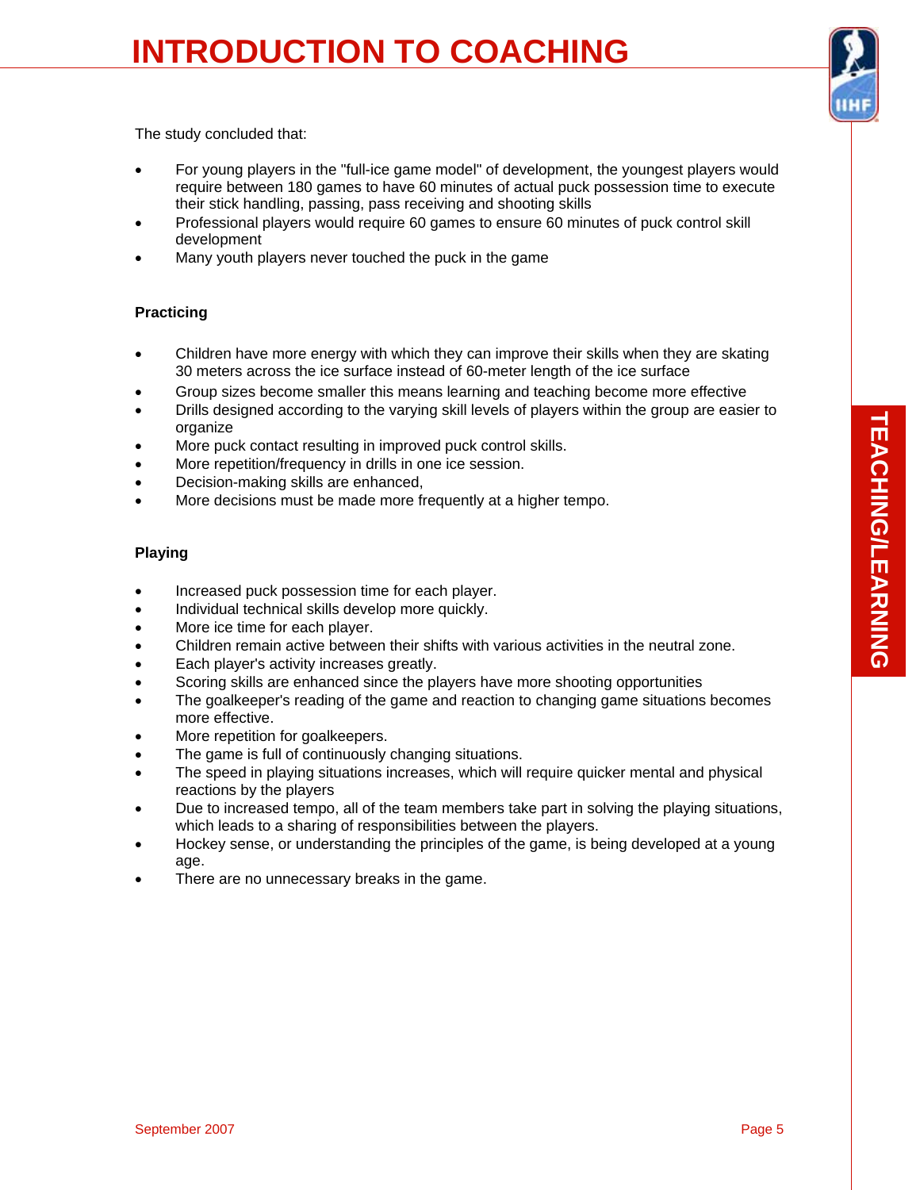The study concluded that:

- For young players in the "full-ice game model" of development, the youngest players would require between 180 games to have 60 minutes of actual puck possession time to execute their stick handling, passing, pass receiving and shooting skills
- Professional players would require 60 games to ensure 60 minutes of puck control skill development
- Many youth players never touched the puck in the game

**Practicing**

- Children have more energy with which they can improve their skills when they are skating 30 meters across the ice surface instead of 60-meter length of the ice surface
- Group sizes become smaller this means learning and teaching become more effective
- Drills designed according to the varying skill levels of players within the group are easier to organize
- More puck contact resulting in improved puck control skills.
- More repetition/frequency in drills in one ice session.
- Decision-making skills are enhanced,
- More decisions must be made more frequently at a higher tempo.

**Playing**

- Increased puck possession time for each player.
- Individual technical skills develop more quickly.
- More ice time for each player.
- Children remain active between their shifts with various activities in the neutral zone.
- Each player's activity increases greatly.
- Scoring skills are enhanced since the players have more shooting opportunities
- The goalkeeper's reading of the game and reaction to changing game situations becomes more effective.
- More repetition for goalkeepers.
- The game is full of continuously changing situations.
- The speed in playing situations increases, which will require quicker mental and physical reactions by the players
- Due to increased tempo, all of the team members take part in solving the playing situations, which leads to a sharing of responsibilities between the players.
- Hockey sense, or understanding the principles of the game, is being developed at a young age.
- There are no unnecessary breaks in the game.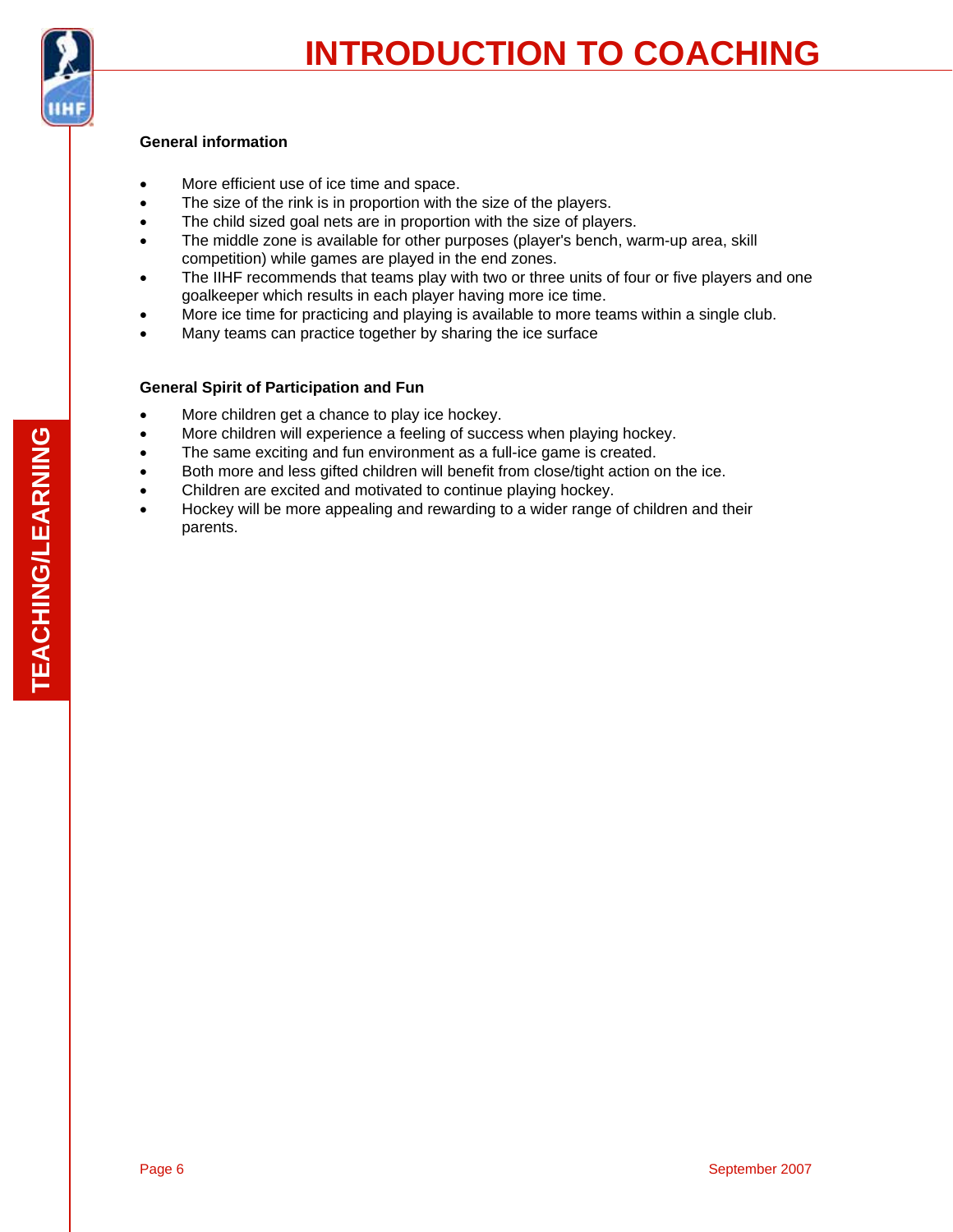### General information

- More efficient use of ice time and space.
- The size of the rink is in proportion with the size of the players.
- The child sized goal nets are in proportion with the size of players.
- The middle zone is available for other purposes (player's bench, warm-up area, skill competition) while games are played in the end zones.
- The IIHF recommends that teams play with two or three units of four or five players and one goalkeeper which results in each player having more ice time.
- More ice time for practicing and playing is available to more teams within a single club.
- Many teams can practice together by sharing the ice surface

### General Spirit of Participation and Fun

- More children get a chance to play ice hockey.
- More children will experience a feeling of success when playing hockey.
- The same exciting and fun environment as a full-ice game is created.
- Both more and less gifted children will benefit from close/tight action on the ice.
- Children are excited and motivated to continue playing hockey.
- Hockey will be more appealing and rewarding to a wider range of children and their parents.